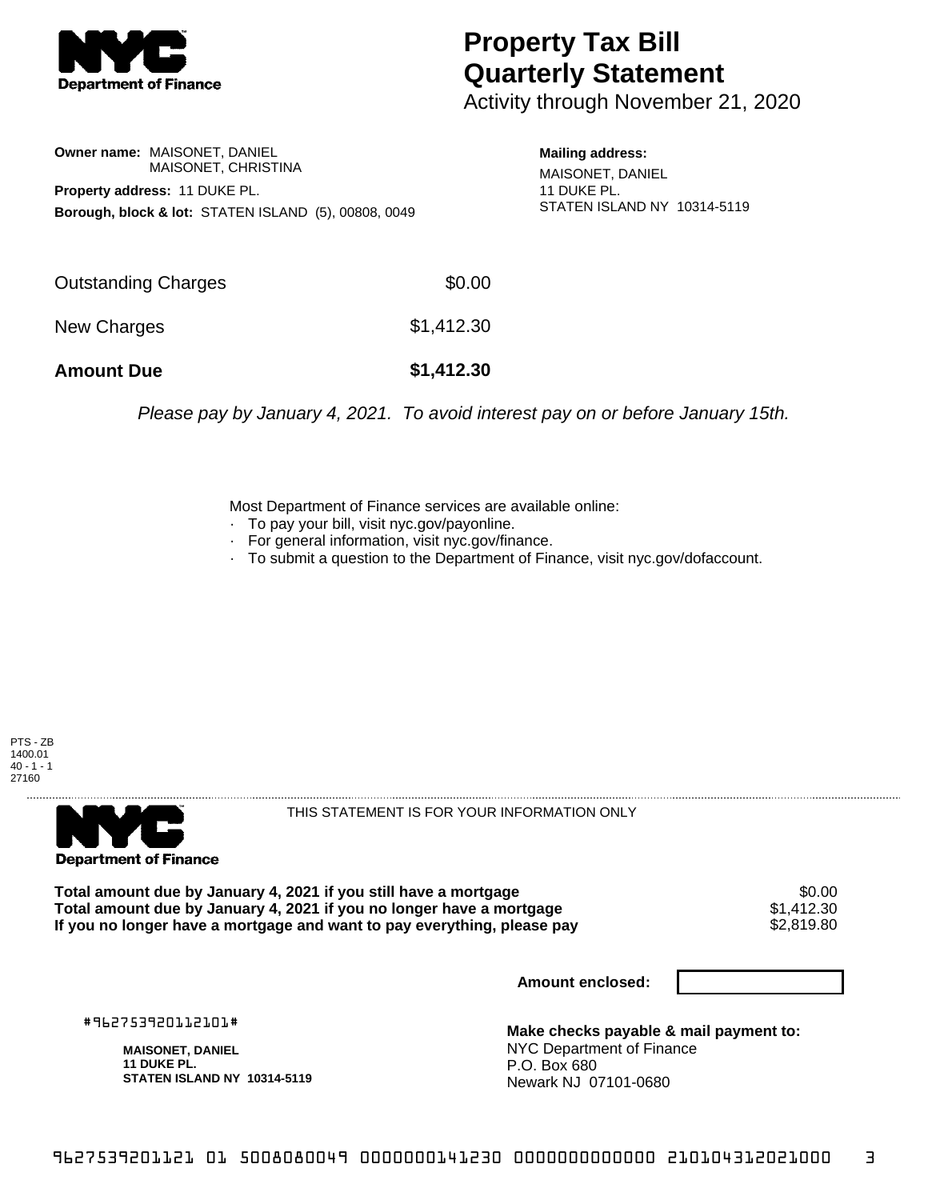**Department of Finance**

# Property Tax Bill Quarterly Statement

Activity through November 21, 2020

**Owner name:** MAISONET, DANIEL
MAISONET, CHRISTINA

**Property address:** 11 DUKE PL.

**Borough, block & lot:** STATEN ISLAND (5), 00808, 0049

**Mailing address:**
MAISONET, DANIEL
11 DUKE PL.
STATEN ISLAND NY 10314-5119

| | |
|---|---|
| Outstanding Charges | $0.00 |
| New Charges | $1,412.30 |
| **Amount Due** | **$1,412.30** |

*Please pay by January 4, 2021. To avoid interest pay on or before January 15th.*

Most Department of Finance services are available online:
- To pay your bill, visit nyc.gov/payonline.
- For general information, visit nyc.gov/finance.
- To submit a question to the Department of Finance, visit nyc.gov/dofaccount.

PTS - ZB
1400.01
40 - 1 - 1
27160

**Department of Finance**

THIS STATEMENT IS FOR YOUR INFORMATION ONLY

| | |
|---|---|
| **Total amount due by January 4, 2021 if you still have a mortgage** | $0.00 |
| **Total amount due by January 4, 2021 if you no longer have a mortgage** | $1,412.30 |
| **If you no longer have a mortgage and want to pay everything, please pay** | $2,819.80 |

**Amount enclosed:**

#962753920112101#

**MAISONET, DANIEL**
**11 DUKE PL.**
**STATEN ISLAND NY 10314-5119**

**Make checks payable & mail payment to:**
NYC Department of Finance
P.O. Box 680
Newark NJ 07101-0680

9627539201121 01 5008080049 0000000141230 0000000000000 210104312021000 3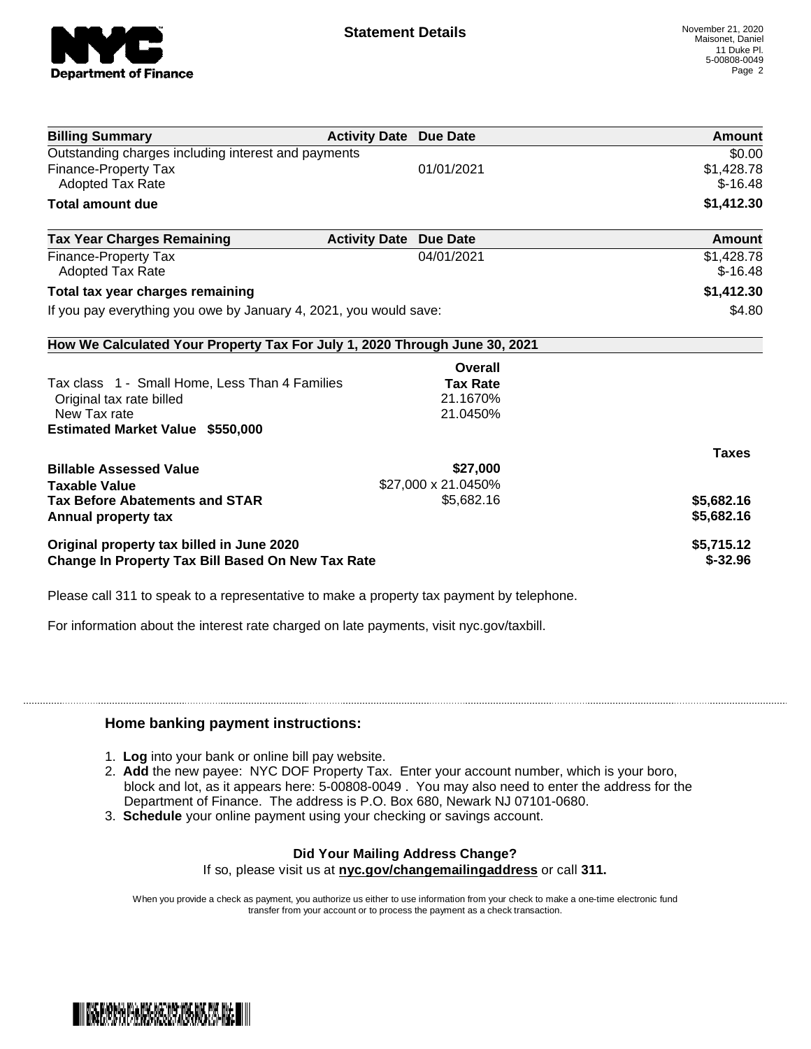**Statement Details**

November 21, 2020
Maisonet, Daniel
11 Duke Pl.
5-00808-0049

| Billing Summary | Activity Date | Due Date | Amount |
|---|---|---|---|
| Outstanding charges including interest and payments | | | $0.00 |
| Finance-Property Tax | | 01/01/2021 | $1,428.78 |
| Adopted Tax Rate | | | $-16.48 |
| **Total amount due** | | | **$1,412.30** |

| Tax Year Charges Remaining | Activity Date | Due Date | Amount |
|---|---|---|---|
| Finance-Property Tax | | 04/01/2021 | $1,428.78 |
| Adopted Tax Rate | | | $-16.48 |
| **Total tax year charges remaining** | | | **$1,412.30** |
| If you pay everything you owe by January 4, 2021, you would save: | | | $4.80 |

**How We Calculated Your Property Tax For July 1, 2020 Through June 30, 2021**

| | Overall Tax Rate | |
|---|---|---|
| Tax class 1 - Small Home, Less Than 4 Families | | |
| Original tax rate billed | 21.1670% | |
| New Tax rate | 21.0450% | |
| **Estimated Market Value $550,000** | | |
| | | **Taxes** |
| **Billable Assessed Value** | **$27,000** | |
| **Taxable Value** | $27,000 x 21.0450% | |
| **Tax Before Abatements and STAR** | $5,682.16 | **$5,682.16** |
| **Annual property tax** | | **$5,682.16** |
| **Original property tax billed in June 2020** | | **$5,715.12** |
| **Change In Property Tax Bill Based On New Tax Rate** | | **$-32.96** |

Please call 311 to speak to a representative to make a property tax payment by telephone.

For information about the interest rate charged on late payments, visit nyc.gov/taxbill.

## Home banking payment instructions:

1. **Log** into your bank or online bill pay website.
2. **Add** the new payee: NYC DOF Property Tax. Enter your account number, which is your boro, block and lot, as it appears here: 5-00808-0049 . You may also need to enter the address for the Department of Finance. The address is P.O. Box 680, Newark NJ 07101-0680.
3. **Schedule** your online payment using your checking or savings account.

**Did Your Mailing Address Change?**

If so, please visit us at **nyc.gov/changemailingaddress** or call **311.**

When you provide a check as payment, you authorize us either to use information from your check to make a one-time electronic fund transfer from your account or to process the payment as a check transaction.